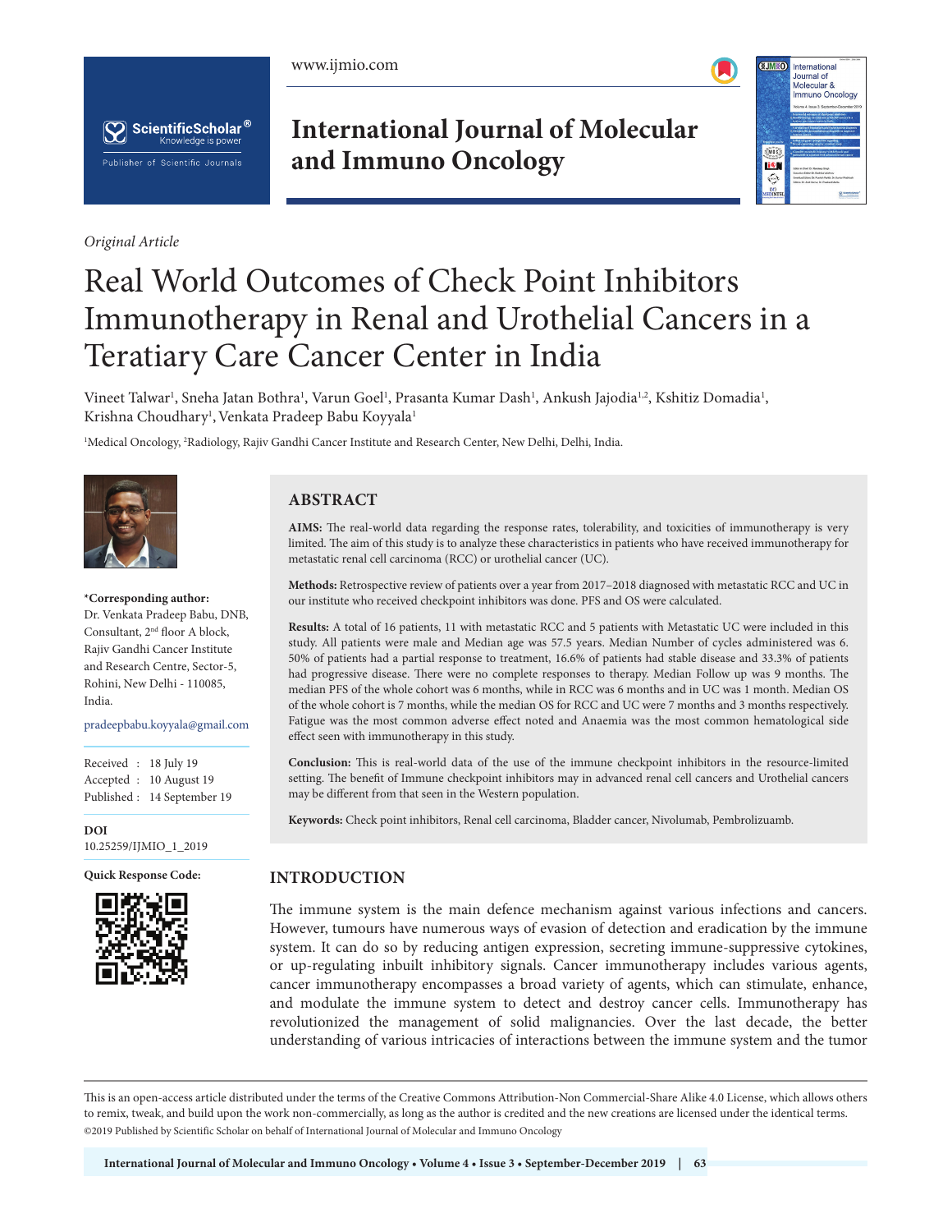*Original Article*

# Real World Outcomes of Check Point Inhibitors Immunotherapy in Renal and Urothelial Cancers in a Teratiary Care Cancer Center in India

Vineet Talwar[1], Sneha Jatan Bothra[1], Varun Goel[1], Prasanta Kumar Dash[1], Ankush Jajodia[1,2], Kshitiz Domadia[1], Krishna Choudhary[1], Venkata Pradeep Babu Koyyala[1]

[1]Medical Oncology, [2]Radiology, Rajiv Gandhi Cancer Institute and Research Center, New Delhi, Delhi, India.

**\*Corresponding author:**
Dr. Venkata Pradeep Babu, DNB, Consultant, 2nd floor A block, Rajiv Gandhi Cancer Institute and Research Centre, Sector-5, Rohini, New Delhi - 110085, India.

pradeepbabu.koyyala@gmail.com

Received : 18 July 19
Accepted : 10 August 19
Published : 14 September 19

**DOI**
10.25259/IJMIO_1_2019

**Quick Response Code:**

## ABSTRACT

**AIMS:** The real-world data regarding the response rates, tolerability, and toxicities of immunotherapy is very limited. The aim of this study is to analyze these characteristics in patients who have received immunotherapy for metastatic renal cell carcinoma (RCC) or urothelial cancer (UC).

**Methods:** Retrospective review of patients over a year from 2017–2018 diagnosed with metastatic RCC and UC in our institute who received checkpoint inhibitors was done. PFS and OS were calculated.

**Results:** A total of 16 patients, 11 with metastatic RCC and 5 patients with Metastatic UC were included in this study. All patients were male and Median age was 57.5 years. Median Number of cycles administered was 6. 50% of patients had a partial response to treatment, 16.6% of patients had stable disease and 33.3% of patients had progressive disease. There were no complete responses to therapy. Median Follow up was 9 months. The median PFS of the whole cohort was 6 months, while in RCC was 6 months and in UC was 1 month. Median OS of the whole cohort is 7 months, while the median OS for RCC and UC were 7 months and 3 months respectively. Fatigue was the most common adverse effect noted and Anaemia was the most common hematological side effect seen with immunotherapy in this study.

**Conclusion:** This is real-world data of the use of the immune checkpoint inhibitors in the resource-limited setting. The benefit of Immune checkpoint inhibitors may in advanced renal cell cancers and Urothelial cancers may be different from that seen in the Western population.

**Keywords:** Check point inhibitors, Renal cell carcinoma, Bladder cancer, Nivolumab, Pembrolizuamb.

## INTRODUCTION

The immune system is the main defence mechanism against various infections and cancers. However, tumours have numerous ways of evasion of detection and eradication by the immune system. It can do so by reducing antigen expression, secreting immune-suppressive cytokines, or up-regulating inbuilt inhibitory signals. Cancer immunotherapy includes various agents, cancer immunotherapy encompasses a broad variety of agents, which can stimulate, enhance, and modulate the immune system to detect and destroy cancer cells. Immunotherapy has revolutionized the management of solid malignancies. Over the last decade, the better understanding of various intricacies of interactions between the immune system and the tumor

This is an open-access article distributed under the terms of the Creative Commons Attribution-Non Commercial-Share Alike 4.0 License, which allows others to remix, tweak, and build upon the work non-commercially, as long as the author is credited and the new creations are licensed under the identical terms.
©2019 Published by Scientific Scholar on behalf of International Journal of Molecular and Immuno Oncology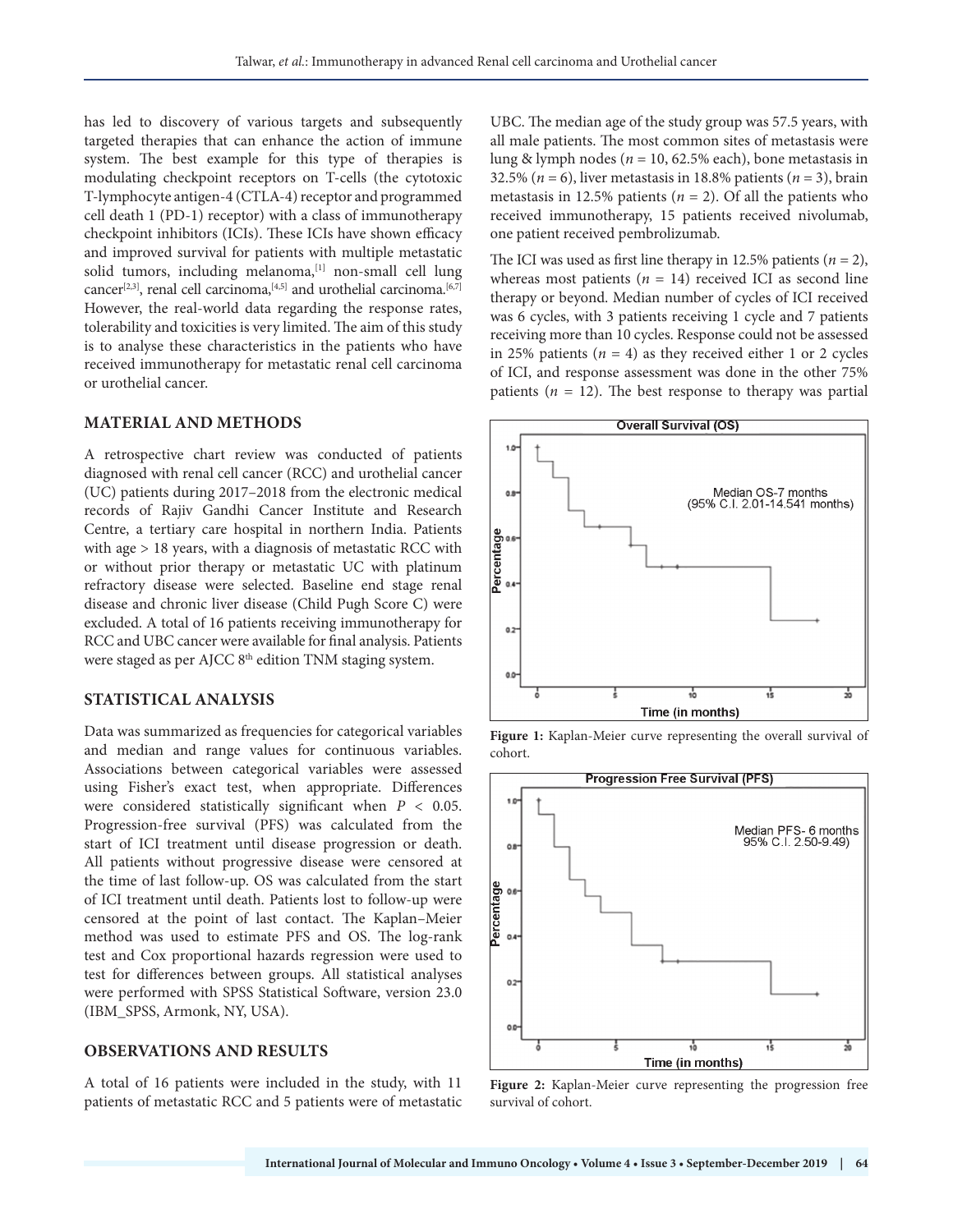has led to discovery of various targets and subsequently targeted therapies that can enhance the action of immune system. The best example for this type of therapies is modulating checkpoint receptors on T-cells (the cytotoxic T-lymphocyte antigen-4 (CTLA-4) receptor and programmed cell death 1 (PD-1) receptor) with a class of immunotherapy checkpoint inhibitors (ICIs). These ICIs have shown efficacy and improved survival for patients with multiple metastatic solid tumors, including melanoma,[1] non-small cell lung cancer[2,3], renal cell carcinoma,[4,5] and urothelial carcinoma.[6,7] However, the real-world data regarding the response rates, tolerability and toxicities is very limited. The aim of this study is to analyse these characteristics in the patients who have received immunotherapy for metastatic renal cell carcinoma or urothelial cancer.

## MATERIAL AND METHODS

A retrospective chart review was conducted of patients diagnosed with renal cell cancer (RCC) and urothelial cancer (UC) patients during 2017–2018 from the electronic medical records of Rajiv Gandhi Cancer Institute and Research Centre, a tertiary care hospital in northern India. Patients with age > 18 years, with a diagnosis of metastatic RCC with or without prior therapy or metastatic UC with platinum refractory disease were selected. Baseline end stage renal disease and chronic liver disease (Child Pugh Score C) were excluded. A total of 16 patients receiving immunotherapy for RCC and UBC cancer were available for final analysis. Patients were staged as per AJCC 8th edition TNM staging system.

## STATISTICAL ANALYSIS

Data was summarized as frequencies for categorical variables and median and range values for continuous variables. Associations between categorical variables were assessed using Fisher's exact test, when appropriate. Differences were considered statistically significant when $P < 0.05$. Progression-free survival (PFS) was calculated from the start of ICI treatment until disease progression or death. All patients without progressive disease were censored at the time of last follow-up. OS was calculated from the start of ICI treatment until death. Patients lost to follow-up were censored at the point of last contact. The Kaplan–Meier method was used to estimate PFS and OS. The log-rank test and Cox proportional hazards regression were used to test for differences between groups. All statistical analyses were performed with SPSS Statistical Software, version 23.0 (IBM_SPSS, Armonk, NY, USA).

## OBSERVATIONS AND RESULTS

A total of 16 patients were included in the study, with 11 patients of metastatic RCC and 5 patients were of metastatic UBC. The median age of the study group was 57.5 years, with all male patients. The most common sites of metastasis were lung & lymph nodes ($n$ = 10, 62.5% each), bone metastasis in 32.5% ($n$ = 6), liver metastasis in 18.8% patients ($n$ = 3), brain metastasis in 12.5% patients ($n$ = 2). Of all the patients who received immunotherapy, 15 patients received nivolumab, one patient received pembrolizumab.

The ICI was used as first line therapy in 12.5% patients ($n$ = 2), whereas most patients ($n$ = 14) received ICI as second line therapy or beyond. Median number of cycles of ICI received was 6 cycles, with 3 patients receiving 1 cycle and 7 patients receiving more than 10 cycles. Response could not be assessed in 25% patients ($n$ = 4) as they received either 1 or 2 cycles of ICI, and response assessment was done in the other 75% patients ($n$ = 12). The best response to therapy was partial

**Figure 1:** Kaplan-Meier curve representing the overall survival of cohort.

**Figure 2:** Kaplan-Meier curve representing the progression free survival of cohort.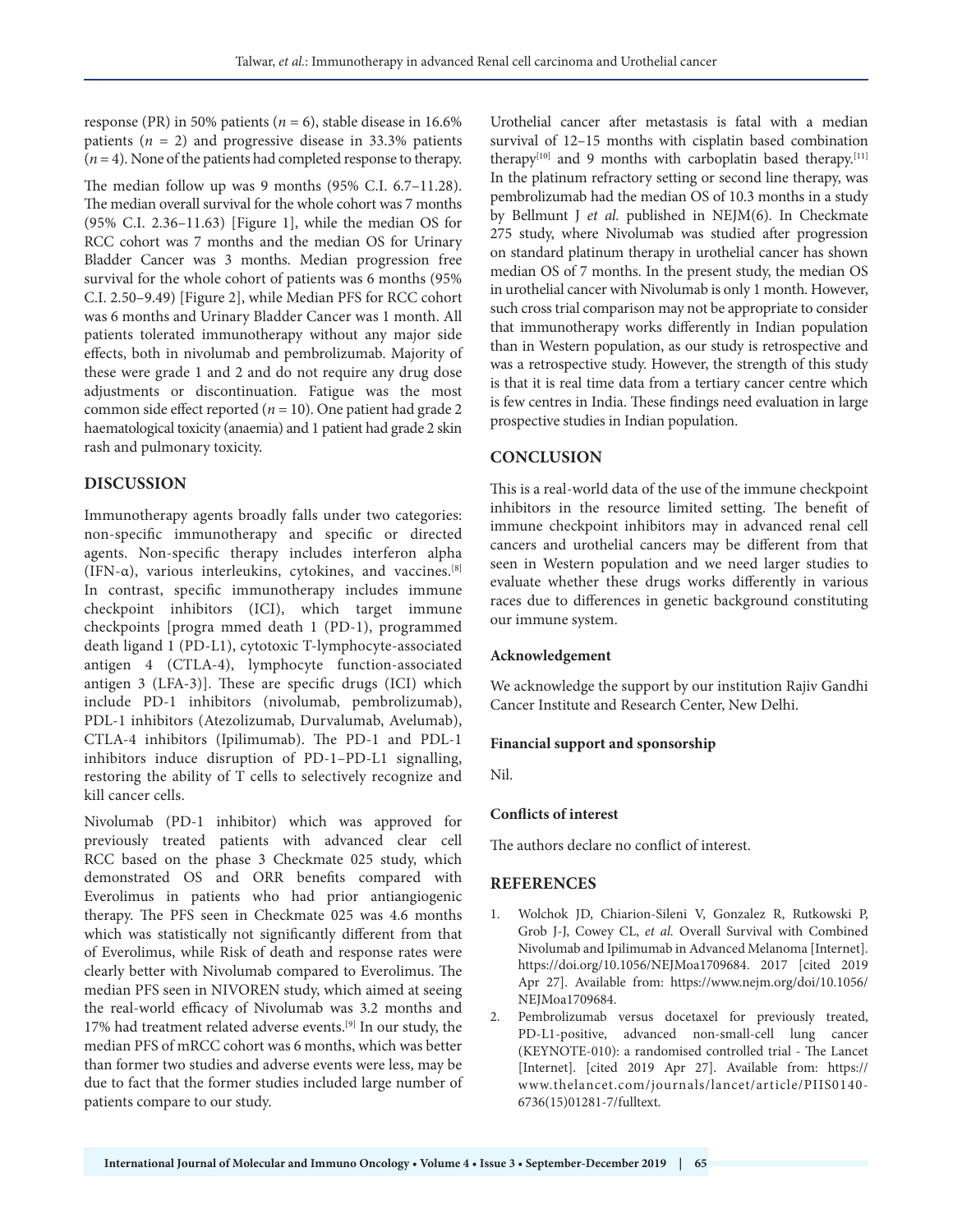response (PR) in 50% patients ($n$ = 6), stable disease in 16.6% patients ($n$ = 2) and progressive disease in 33.3% patients ($n$ = 4). None of the patients had completed response to therapy.

The median follow up was 9 months (95% C.I. 6.7–11.28). The median overall survival for the whole cohort was 7 months (95% C.I. 2.36–11.63) [Figure 1], while the median OS for RCC cohort was 7 months and the median OS for Urinary Bladder Cancer was 3 months. Median progression free survival for the whole cohort of patients was 6 months (95% C.I. 2.50–9.49) [Figure 2], while Median PFS for RCC cohort was 6 months and Urinary Bladder Cancer was 1 month. All patients tolerated immunotherapy without any major side effects, both in nivolumab and pembrolizumab. Majority of these were grade 1 and 2 and do not require any drug dose adjustments or discontinuation. Fatigue was the most common side effect reported ($n$ = 10). One patient had grade 2 haematological toxicity (anaemia) and 1 patient had grade 2 skin rash and pulmonary toxicity.

## DISCUSSION

Immunotherapy agents broadly falls under two categories: non-specific immunotherapy and specific or directed agents. Non-specific therapy includes interferon alpha (IFN-α), various interleukins, cytokines, and vaccines.[8] In contrast, specific immunotherapy includes immune checkpoint inhibitors (ICI), which target immune checkpoints [progra mmed death 1 (PD-1), programmed death ligand 1 (PD-L1), cytotoxic T-lymphocyte-associated antigen 4 (CTLA-4), lymphocyte function-associated antigen 3 (LFA-3)]. These are specific drugs (ICI) which include PD-1 inhibitors (nivolumab, pembrolizumab), PDL-1 inhibitors (Atezolizumab, Durvalumab, Avelumab), CTLA-4 inhibitors (Ipilimumab). The PD-1 and PDL-1 inhibitors induce disruption of PD-1–PD-L1 signalling, restoring the ability of T cells to selectively recognize and kill cancer cells.

Nivolumab (PD-1 inhibitor) which was approved for previously treated patients with advanced clear cell RCC based on the phase 3 Checkmate 025 study, which demonstrated OS and ORR benefits compared with Everolimus in patients who had prior antiangiogenic therapy. The PFS seen in Checkmate 025 was 4.6 months which was statistically not significantly different from that of Everolimus, while Risk of death and response rates were clearly better with Nivolumab compared to Everolimus. The median PFS seen in NIVOREN study, which aimed at seeing the real-world efficacy of Nivolumab was 3.2 months and 17% had treatment related adverse events.[9] In our study, the median PFS of mRCC cohort was 6 months, which was better than former two studies and adverse events were less, may be due to fact that the former studies included large number of patients compare to our study.

Urothelial cancer after metastasis is fatal with a median survival of 12–15 months with cisplatin based combination therapy[10] and 9 months with carboplatin based therapy.[11] In the platinum refractory setting or second line therapy, was pembrolizumab had the median OS of 10.3 months in a study by Bellmunt J *et al.* published in NEJM(6). In Checkmate 275 study, where Nivolumab was studied after progression on standard platinum therapy in urothelial cancer has shown median OS of 7 months. In the present study, the median OS in urothelial cancer with Nivolumab is only 1 month. However, such cross trial comparison may not be appropriate to consider that immunotherapy works differently in Indian population than in Western population, as our study is retrospective and was a retrospective study. However, the strength of this study is that it is real time data from a tertiary cancer centre which is few centres in India. These findings need evaluation in large prospective studies in Indian population.

## CONCLUSION

This is a real-world data of the use of the immune checkpoint inhibitors in the resource limited setting. The benefit of immune checkpoint inhibitors may in advanced renal cell cancers and urothelial cancers may be different from that seen in Western population and we need larger studies to evaluate whether these drugs works differently in various races due to differences in genetic background constituting our immune system.

### Acknowledgement

We acknowledge the support by our institution Rajiv Gandhi Cancer Institute and Research Center, New Delhi.

### Financial support and sponsorship

Nil.

### Conflicts of interest

The authors declare no conflict of interest.

## REFERENCES

1. Wolchok JD, Chiarion-Sileni V, Gonzalez R, Rutkowski P, Grob J-J, Cowey CL, *et al.* Overall Survival with Combined Nivolumab and Ipilimumab in Advanced Melanoma [Internet]. https://doi.org/10.1056/NEJMoa1709684. 2017 [cited 2019 Apr 27]. Available from: https://www.nejm.org/doi/10.1056/NEJMoa1709684.
2. Pembrolizumab versus docetaxel for previously treated, PD-L1-positive, advanced non-small-cell lung cancer (KEYNOTE-010): a randomised controlled trial - The Lancet [Internet]. [cited 2019 Apr 27]. Available from: https://www.thelancet.com/journals/lancet/article/PIIS0140-6736(15)01281-7/fulltext.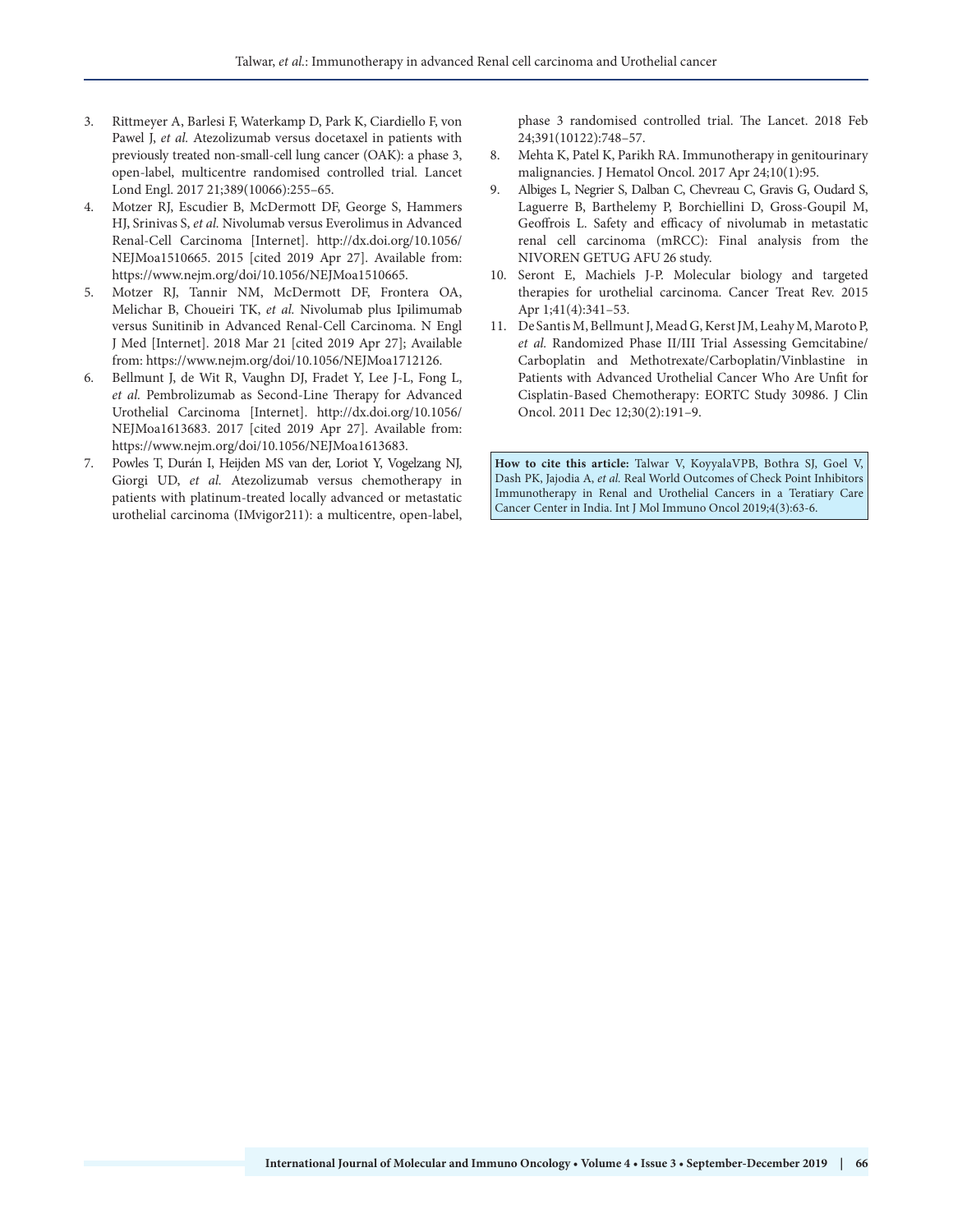3. Rittmeyer A, Barlesi F, Waterkamp D, Park K, Ciardiello F, von Pawel J, *et al.* Atezolizumab versus docetaxel in patients with previously treated non-small-cell lung cancer (OAK): a phase 3, open-label, multicentre randomised controlled trial. Lancet Lond Engl. 2017 21;389(10066):255–65.
4. Motzer RJ, Escudier B, McDermott DF, George S, Hammers HJ, Srinivas S, *et al.* Nivolumab versus Everolimus in Advanced Renal-Cell Carcinoma [Internet]. http://dx.doi.org/10.1056/NEJMoa1510665. 2015 [cited 2019 Apr 27]. Available from: https://www.nejm.org/doi/10.1056/NEJMoa1510665.
5. Motzer RJ, Tannir NM, McDermott DF, Frontera OA, Melichar B, Choueiri TK, *et al.* Nivolumab plus Ipilimumab versus Sunitinib in Advanced Renal-Cell Carcinoma. N Engl J Med [Internet]. 2018 Mar 21 [cited 2019 Apr 27]; Available from: https://www.nejm.org/doi/10.1056/NEJMoa1712126.
6. Bellmunt J, de Wit R, Vaughn DJ, Fradet Y, Lee J-L, Fong L, *et al.* Pembrolizumab as Second-Line Therapy for Advanced Urothelial Carcinoma [Internet]. http://dx.doi.org/10.1056/NEJMoa1613683. 2017 [cited 2019 Apr 27]. Available from: https://www.nejm.org/doi/10.1056/NEJMoa1613683.
7. Powles T, Durán I, Heijden MS van der, Loriot Y, Vogelzang NJ, Giorgi UD, *et al.* Atezolizumab versus chemotherapy in patients with platinum-treated locally advanced or metastatic urothelial carcinoma (IMvigor211): a multicentre, open-label, phase 3 randomised controlled trial. The Lancet. 2018 Feb 24;391(10122):748–57.
8. Mehta K, Patel K, Parikh RA. Immunotherapy in genitourinary malignancies. J Hematol Oncol. 2017 Apr 24;10(1):95.
9. Albiges L, Negrier S, Dalban C, Chevreau C, Gravis G, Oudard S, Laguerre B, Barthelemy P, Borchiellini D, Gross-Goupil M, Geoffrois L. Safety and efficacy of nivolumab in metastatic renal cell carcinoma (mRCC): Final analysis from the NIVOREN GETUG AFU 26 study.
10. Seront E, Machiels J-P. Molecular biology and targeted therapies for urothelial carcinoma. Cancer Treat Rev. 2015 Apr 1;41(4):341–53.
11. De Santis M, Bellmunt J, Mead G, Kerst JM, Leahy M, Maroto P, *et al.* Randomized Phase II/III Trial Assessing Gemcitabine/ Carboplatin and Methotrexate/Carboplatin/Vinblastine in Patients with Advanced Urothelial Cancer Who Are Unfit for Cisplatin-Based Chemotherapy: EORTC Study 30986. J Clin Oncol. 2011 Dec 12;30(2):191–9.

**How to cite this article:** Talwar V, KoyyalaVPB, Bothra SJ, Goel V, Dash PK, Jajodia A, *et al.* Real World Outcomes of Check Point Inhibitors Immunotherapy in Renal and Urothelial Cancers in a Teratiary Care Cancer Center in India. Int J Mol Immuno Oncol 2019;4(3):63-6.